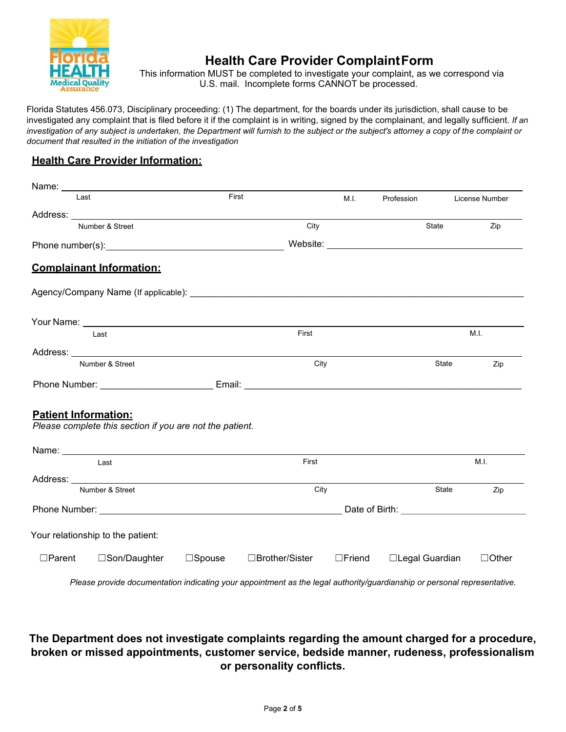# Health Care Provider Complaint Form

This information MUST be completed to investigate your complaint, as we correspond via U.S. mail. Incomplete forms CANNOT be processed.

Florida Statutes 456.073, Disciplinary proceeding: (1) The department, for the boards under its jurisdiction, shall cause to be investigated any complaint that is filed before it if the complaint is in writing, signed by the complainant, and legally sufficient. *If an investigation of any subject is undertaken, the Department will furnish to the subject or the subject's attorney a copy of the complaint or document that resulted in the initiation of the investigation*

## Health Care Provider Information:

Name: ______________________________________________________________
Last First M.I. Profession License Number

Address: ______________________________________________________________
Number & Street City State Zip

Phone number(s): ______________________ Website: ______________________

## Complainant Information:

Agency/Company Name (If applicable): ______________________________________

Your Name: ______________________________________________________________
Last First M.I.

Address: ______________________________________________________________
Number & Street City State Zip

Phone Number: ______________________ Email: ______________________

## Patient Information:

*Please complete this section if you are not the patient.*

Name: ______________________________________________________________
Last First M.I.

Address: ______________________________________________________________
Number & Street City State Zip

Phone Number: ______________________ Date of Birth: ______________________

Your relationship to the patient:

☐Parent ☐Son/Daughter ☐Spouse ☐Brother/Sister ☐Friend ☐Legal Guardian ☐Other

*Please provide documentation indicating your appointment as the legal authority/guardianship or personal representative.*

**The Department does not investigate complaints regarding the amount charged for a procedure, broken or missed appointments, customer service, bedside manner, rudeness, professionalism or personality conflicts.**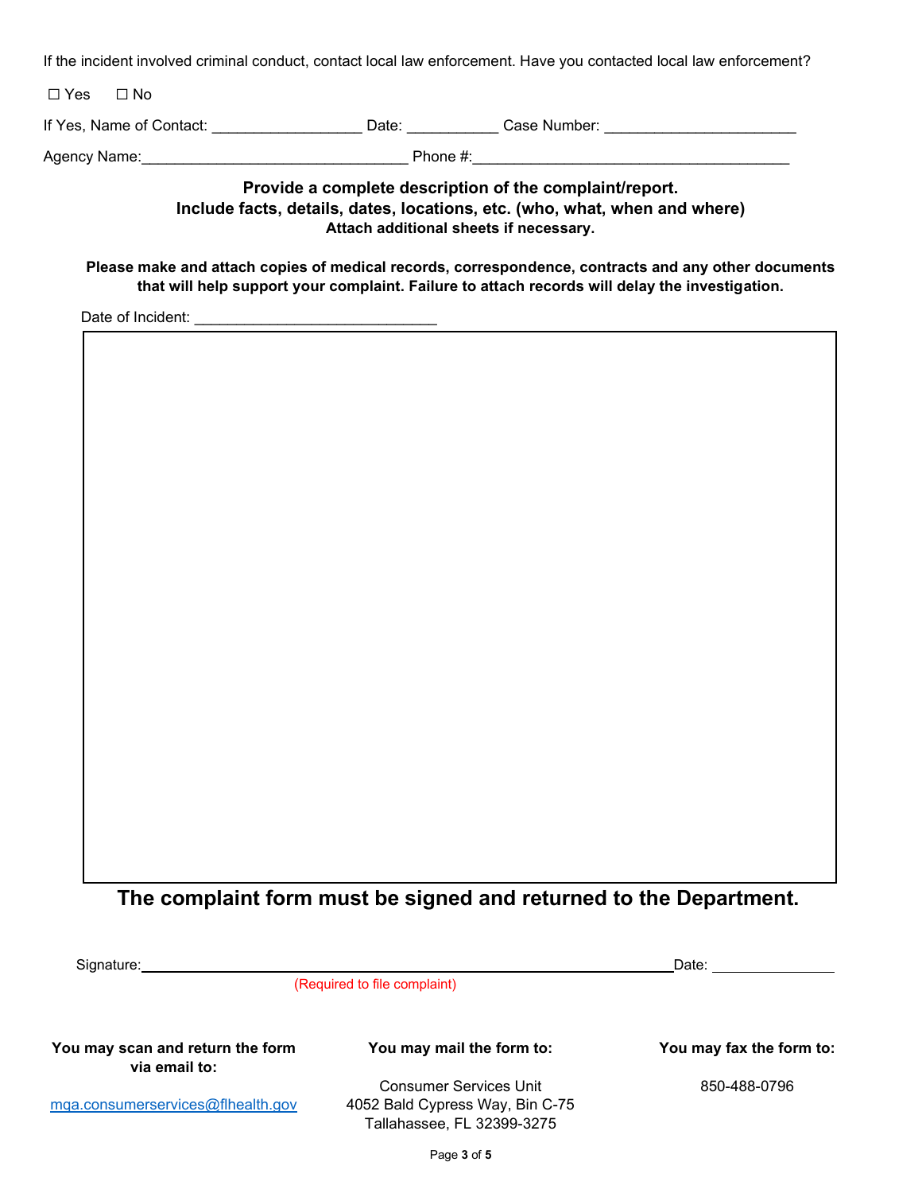If the incident involved criminal conduct, contact local law enforcement. Have you contacted local law enforcement?

☐ Yes ☐ No

If Yes, Name of Contact: __________________ Date: ___________ Case Number: _______________________

Agency Name:________________________________ Phone #:______________________________________

**Provide a complete description of the complaint/report.**
**Include facts, details, dates, locations, etc. (who, what, when and where)**
**Attach additional sheets if necessary.**

**Please make and attach copies of medical records, correspondence, contracts and any other documents that will help support your complaint. Failure to attach records will delay the investigation.**

Date of Incident: _____________________________

## The complaint form must be signed and returned to the Department.

Signature:_________________________________________________________________Date: _______________

(Required to file complaint)

**You may scan and return the form via email to:**

mqa.consumerservices@flhealth.gov

**You may mail the form to:**

Consumer Services Unit
4052 Bald Cypress Way, Bin C-75
Tallahassee, FL 32399-3275

**You may fax the form to:**

850-488-0796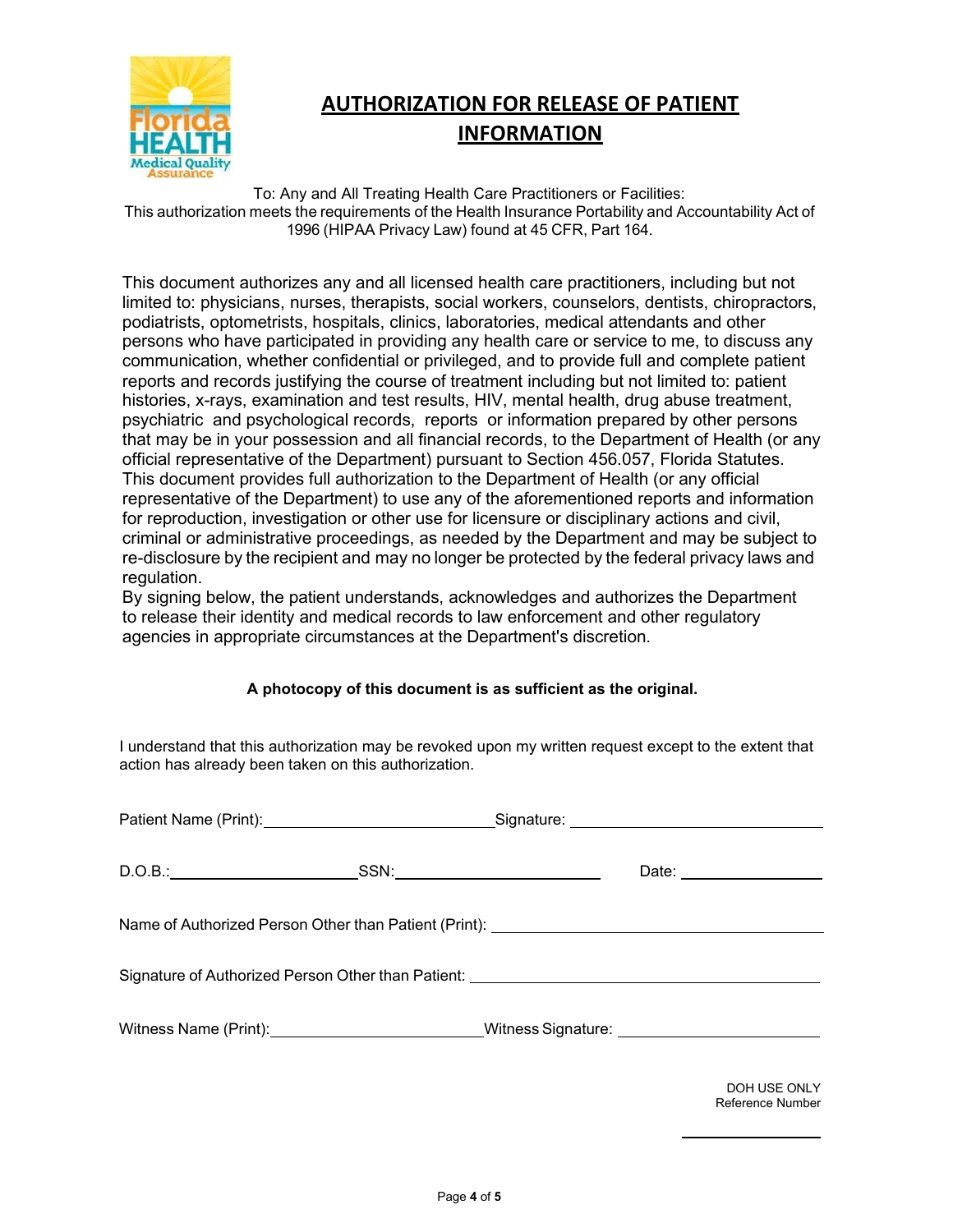# AUTHORIZATION FOR RELEASE OF PATIENT INFORMATION

To: Any and All Treating Health Care Practitioners or Facilities:
This authorization meets the requirements of the Health Insurance Portability and Accountability Act of 1996 (HIPAA Privacy Law) found at 45 CFR, Part 164.

This document authorizes any and all licensed health care practitioners, including but not limited to: physicians, nurses, therapists, social workers, counselors, dentists, chiropractors, podiatrists, optometrists, hospitals, clinics, laboratories, medical attendants and other persons who have participated in providing any health care or service to me, to discuss any communication, whether confidential or privileged, and to provide full and complete patient reports and records justifying the course of treatment including but not limited to: patient histories, x-rays, examination and test results, HIV, mental health, drug abuse treatment, psychiatric and psychological records, reports or information prepared by other persons that may be in your possession and all financial records, to the Department of Health (or any official representative of the Department) pursuant to Section 456.057, Florida Statutes. This document provides full authorization to the Department of Health (or any official representative of the Department) to use any of the aforementioned reports and information for reproduction, investigation or other use for licensure or disciplinary actions and civil, criminal or administrative proceedings, as needed by the Department and may be subject to re-disclosure by the recipient and may no longer be protected by the federal privacy laws and regulation.
By signing below, the patient understands, acknowledges and authorizes the Department to release their identity and medical records to law enforcement and other regulatory agencies in appropriate circumstances at the Department's discretion.

**A photocopy of this document is as sufficient as the original.**

I understand that this authorization may be revoked upon my written request except to the extent that action has already been taken on this authorization.

Patient Name (Print): ____________________ Signature: ____________________

D.O.B.: ____________________ SSN: ____________________ Date: ____________________

Name of Authorized Person Other than Patient (Print): ____________________

Signature of Authorized Person Other than Patient: ____________________

Witness Name (Print): ____________________ Witness Signature: ____________________

DOH USE ONLY
Reference Number

____________________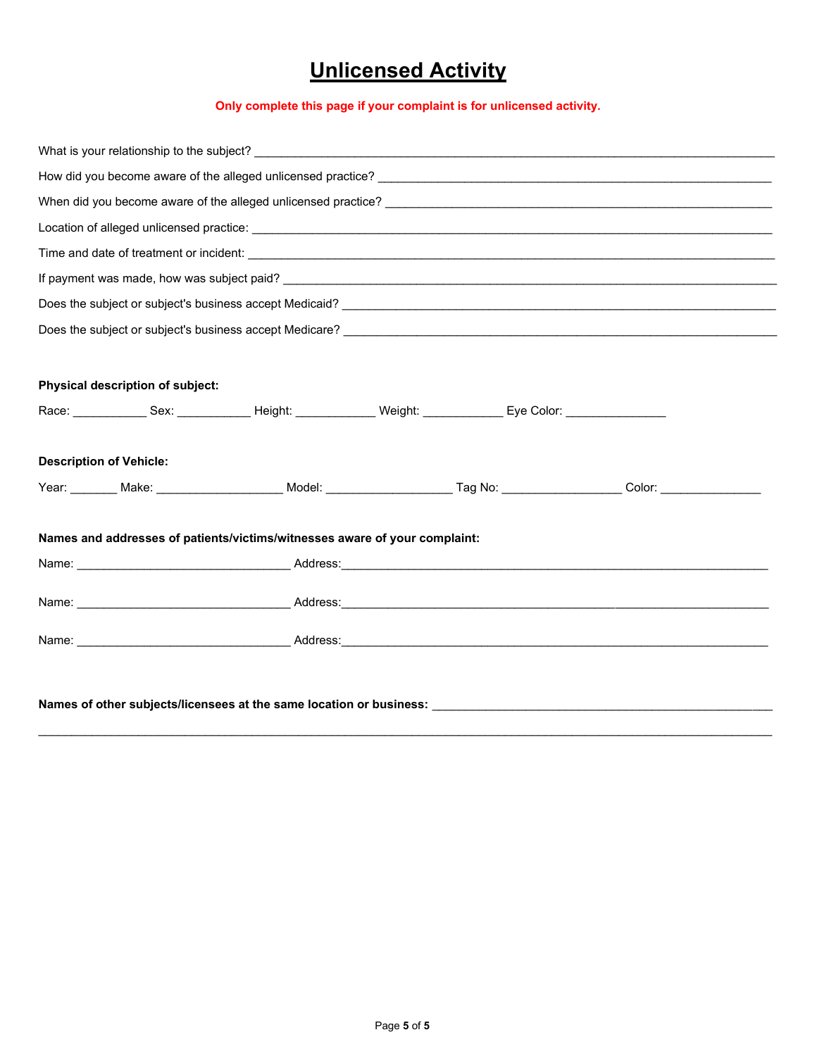# Unlicensed Activity

**Only complete this page if your complaint is for unlicensed activity.**

What is your relationship to the subject? ___________________________________________________________________________

How did you become aware of the alleged unlicensed practice? _______________________________________________________

When did you become aware of the alleged unlicensed practice? _____________________________________________________

Location of alleged unlicensed practice: ___________________________________________________________________________

Time and date of treatment or incident: ___________________________________________________________________________

If payment was made, how was subject paid? ______________________________________________________________________

Does the subject or subject's business accept Medicaid? ____________________________________________________________

Does the subject or subject's business accept Medicare? ____________________________________________________________

**Physical description of subject:**

Race: ___________ Sex: ___________ Height: ____________ Weight: ____________ Eye Color: _______________

**Description of Vehicle:**

Year: _______ Make: ___________________ Model: ___________________ Tag No: __________________ Color: _______________

**Names and addresses of patients/victims/witnesses aware of your complaint:**

Name: ________________________________ Address:_________________________________________________________________

Name: ________________________________ Address:_________________________________________________________________

Name: ________________________________ Address:_________________________________________________________________

**Names of other subjects/licensees at the same location or business:** ______________________________________________

_____________________________________________________________________________________________________________